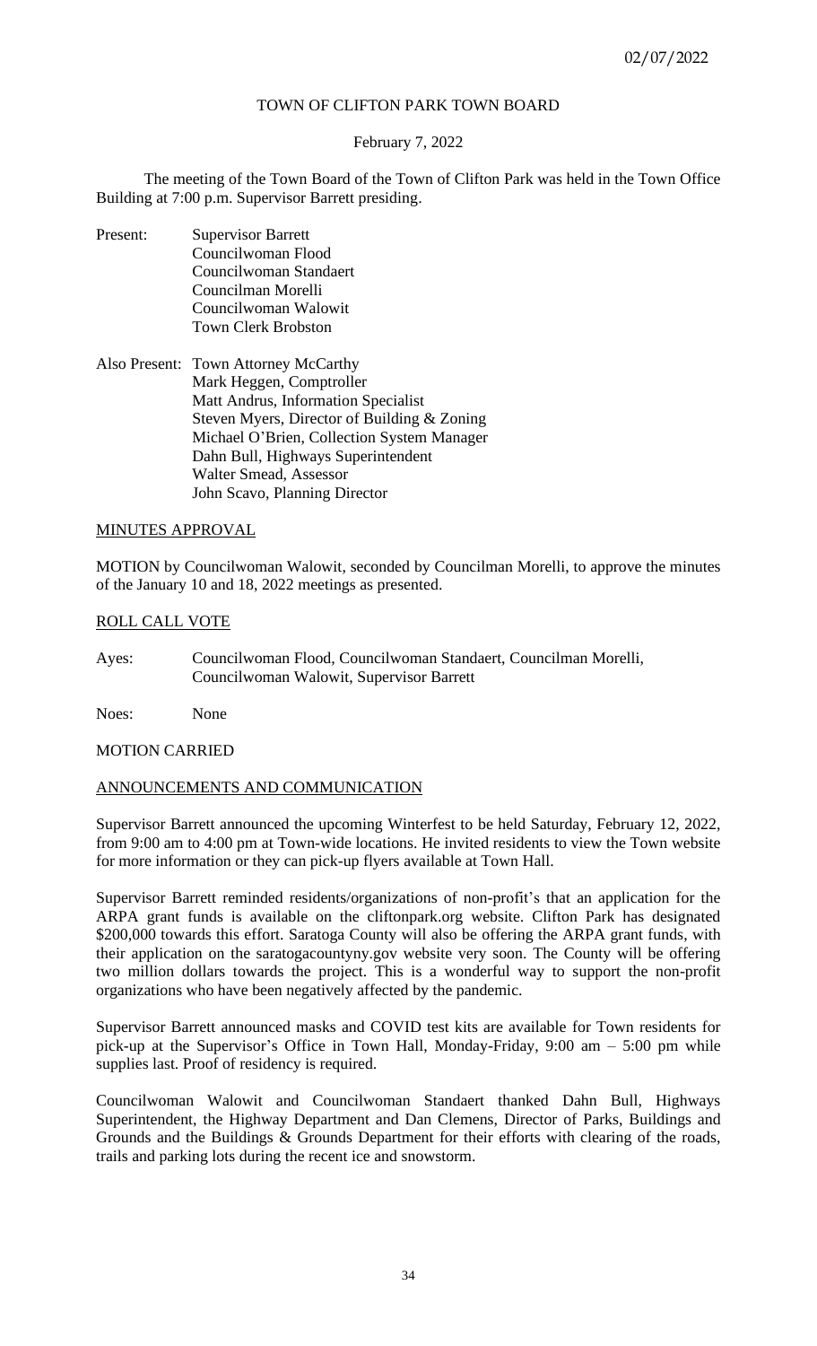# TOWN OF CLIFTON PARK TOWN BOARD

February 7, 2022

The meeting of the Town Board of the Town of Clifton Park was held in the Town Office Building at 7:00 p.m. Supervisor Barrett presiding.

Present:
- Supervisor Barrett
- Councilwoman Flood
- Councilwoman Standaert
- Councilman Morelli
- Councilwoman Walowit
- Town Clerk Brobston

Also Present:
- Town Attorney McCarthy
- Mark Heggen, Comptroller
- Matt Andrus, Information Specialist
- Steven Myers, Director of Building & Zoning
- Michael O'Brien, Collection System Manager
- Dahn Bull, Highways Superintendent
- Walter Smead, Assessor
- John Scavo, Planning Director

## MINUTES APPROVAL

MOTION by Councilwoman Walowit, seconded by Councilman Morelli, to approve the minutes of the January 10 and 18, 2022 meetings as presented.

## ROLL CALL VOTE

Ayes: Councilwoman Flood, Councilwoman Standaert, Councilman Morelli, Councilwoman Walowit, Supervisor Barrett

Noes: None

MOTION CARRIED

## ANNOUNCEMENTS AND COMMUNICATION

Supervisor Barrett announced the upcoming Winterfest to be held Saturday, February 12, 2022, from 9:00 am to 4:00 pm at Town-wide locations. He invited residents to view the Town website for more information or they can pick-up flyers available at Town Hall.

Supervisor Barrett reminded residents/organizations of non-profit's that an application for the ARPA grant funds is available on the cliftonpark.org website. Clifton Park has designated $200,000 towards this effort. Saratoga County will also be offering the ARPA grant funds, with their application on the saratogacountyny.gov website very soon. The County will be offering two million dollars towards the project. This is a wonderful way to support the non-profit organizations who have been negatively affected by the pandemic.

Supervisor Barrett announced masks and COVID test kits are available for Town residents for pick-up at the Supervisor's Office in Town Hall, Monday-Friday, 9:00 am – 5:00 pm while supplies last. Proof of residency is required.

Councilwoman Walowit and Councilwoman Standaert thanked Dahn Bull, Highways Superintendent, the Highway Department and Dan Clemens, Director of Parks, Buildings and Grounds and the Buildings & Grounds Department for their efforts with clearing of the roads, trails and parking lots during the recent ice and snowstorm.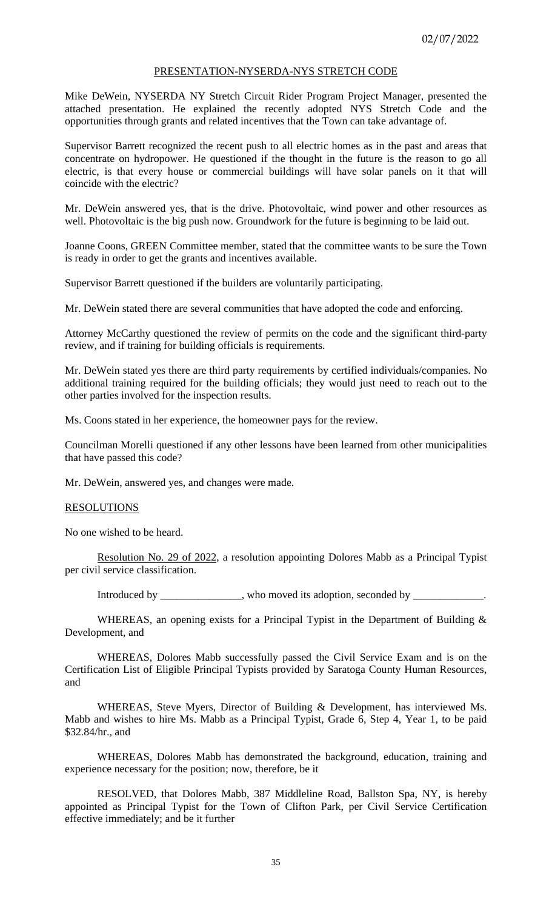02/07/2022

PRESENTATION-NYSERDA-NYS STRETCH CODE

Mike DeWein, NYSERDA NY Stretch Circuit Rider Program Project Manager, presented the attached presentation. He explained the recently adopted NYS Stretch Code and the opportunities through grants and related incentives that the Town can take advantage of.

Supervisor Barrett recognized the recent push to all electric homes as in the past and areas that concentrate on hydropower. He questioned if the thought in the future is the reason to go all electric, is that every house or commercial buildings will have solar panels on it that will coincide with the electric?

Mr. DeWein answered yes, that is the drive. Photovoltaic, wind power and other resources as well. Photovoltaic is the big push now. Groundwork for the future is beginning to be laid out.

Joanne Coons, GREEN Committee member, stated that the committee wants to be sure the Town is ready in order to get the grants and incentives available.

Supervisor Barrett questioned if the builders are voluntarily participating.

Mr. DeWein stated there are several communities that have adopted the code and enforcing.

Attorney McCarthy questioned the review of permits on the code and the significant third-party review, and if training for building officials is requirements.

Mr. DeWein stated yes there are third party requirements by certified individuals/companies. No additional training required for the building officials; they would just need to reach out to the other parties involved for the inspection results.

Ms. Coons stated in her experience, the homeowner pays for the review.

Councilman Morelli questioned if any other lessons have been learned from other municipalities that have passed this code?

Mr. DeWein, answered yes, and changes were made.

RESOLUTIONS

No one wished to be heard.

Resolution No. 29 of 2022, a resolution appointing Dolores Mabb as a Principal Typist per civil service classification.

Introduced by _______________, who moved its adoption, seconded by _____________.

WHEREAS, an opening exists for a Principal Typist in the Department of Building & Development, and

WHEREAS, Dolores Mabb successfully passed the Civil Service Exam and is on the Certification List of Eligible Principal Typists provided by Saratoga County Human Resources, and

WHEREAS, Steve Myers, Director of Building & Development, has interviewed Ms. Mabb and wishes to hire Ms. Mabb as a Principal Typist, Grade 6, Step 4, Year 1, to be paid $32.84/hr., and

WHEREAS, Dolores Mabb has demonstrated the background, education, training and experience necessary for the position; now, therefore, be it

RESOLVED, that Dolores Mabb, 387 Middleline Road, Ballston Spa, NY, is hereby appointed as Principal Typist for the Town of Clifton Park, per Civil Service Certification effective immediately; and be it further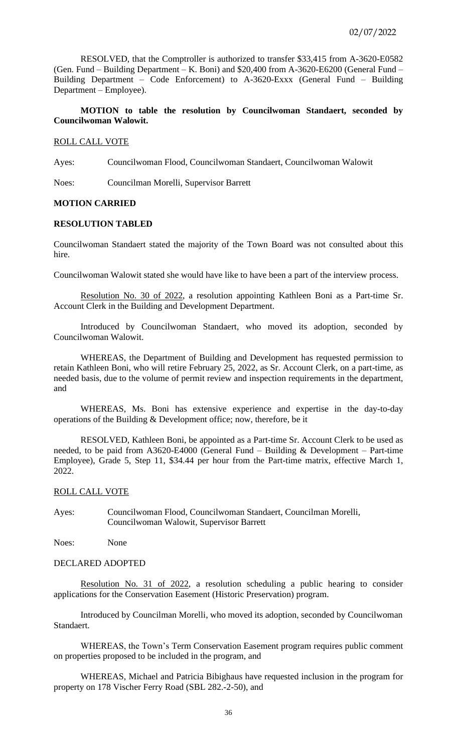RESOLVED, that the Comptroller is authorized to transfer $33,415 from A-3620-E0582 (Gen. Fund – Building Department – K. Boni) and $20,400 from A-3620-E6200 (General Fund – Building Department – Code Enforcement) to A-3620-Exxx (General Fund – Building Department – Employee).

**MOTION to table the resolution by Councilwoman Standaert, seconded by Councilwoman Walowit.**

ROLL CALL VOTE

Ayes: Councilwoman Flood, Councilwoman Standaert, Councilwoman Walowit

Noes: Councilman Morelli, Supervisor Barrett

**MOTION CARRIED**

**RESOLUTION TABLED**

Councilwoman Standaert stated the majority of the Town Board was not consulted about this hire.

Councilwoman Walowit stated she would have like to have been a part of the interview process.

Resolution No. 30 of 2022, a resolution appointing Kathleen Boni as a Part-time Sr. Account Clerk in the Building and Development Department.

Introduced by Councilwoman Standaert, who moved its adoption, seconded by Councilwoman Walowit.

WHEREAS, the Department of Building and Development has requested permission to retain Kathleen Boni, who will retire February 25, 2022, as Sr. Account Clerk, on a part-time, as needed basis, due to the volume of permit review and inspection requirements in the department, and

WHEREAS, Ms. Boni has extensive experience and expertise in the day-to-day operations of the Building & Development office; now, therefore, be it

RESOLVED, Kathleen Boni, be appointed as a Part-time Sr. Account Clerk to be used as needed, to be paid from A3620-E4000 (General Fund – Building & Development – Part-time Employee), Grade 5, Step 11, $34.44 per hour from the Part-time matrix, effective March 1, 2022.

ROLL CALL VOTE

Ayes: Councilwoman Flood, Councilwoman Standaert, Councilman Morelli, Councilwoman Walowit, Supervisor Barrett

Noes: None

DECLARED ADOPTED

Resolution No. 31 of 2022, a resolution scheduling a public hearing to consider applications for the Conservation Easement (Historic Preservation) program.

Introduced by Councilman Morelli, who moved its adoption, seconded by Councilwoman Standaert.

WHEREAS, the Town's Term Conservation Easement program requires public comment on properties proposed to be included in the program, and

WHEREAS, Michael and Patricia Bibighaus have requested inclusion in the program for property on 178 Vischer Ferry Road (SBL 282.-2-50), and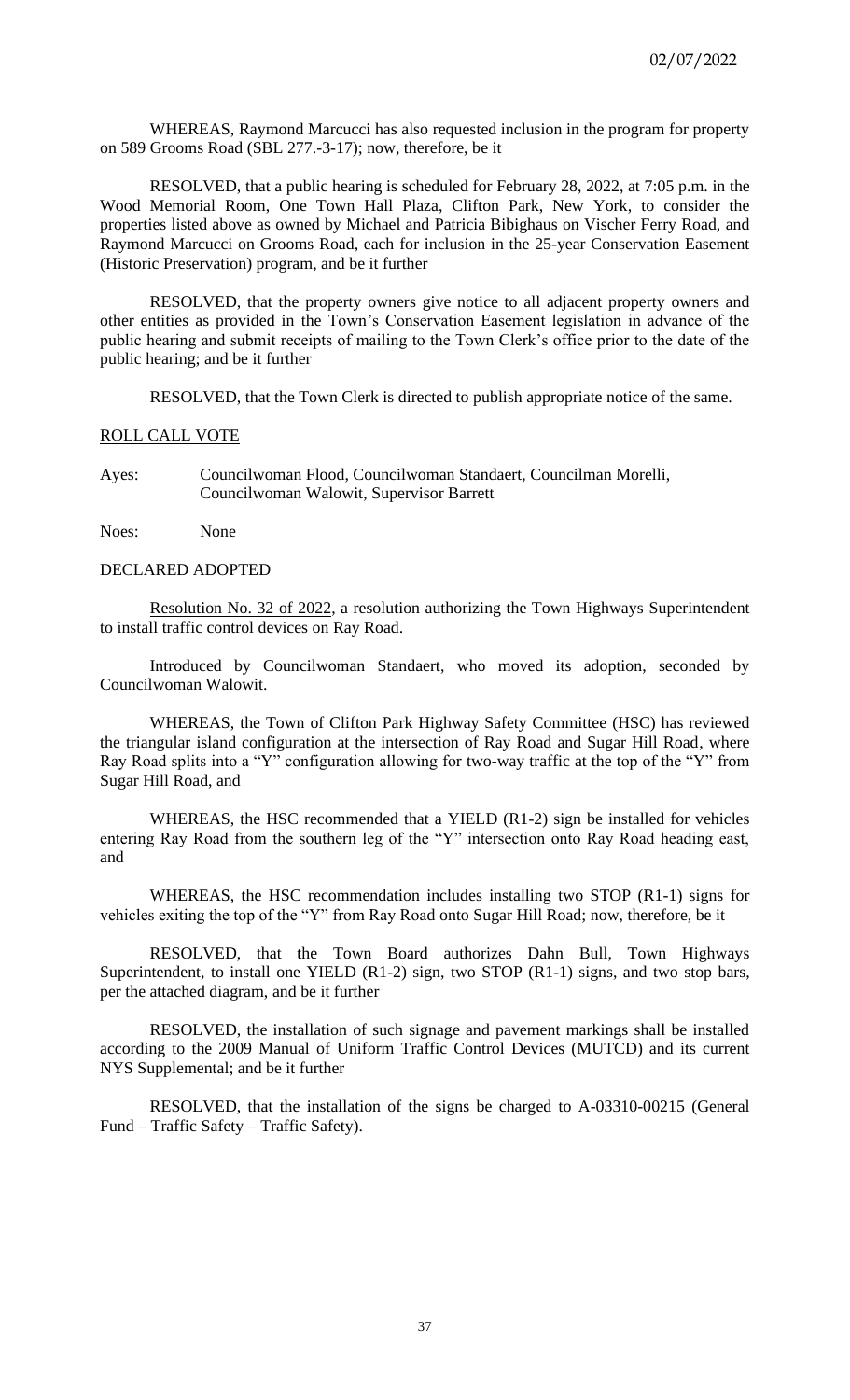WHEREAS, Raymond Marcucci has also requested inclusion in the program for property on 589 Grooms Road (SBL 277.-3-17); now, therefore, be it

RESOLVED, that a public hearing is scheduled for February 28, 2022, at 7:05 p.m. in the Wood Memorial Room, One Town Hall Plaza, Clifton Park, New York, to consider the properties listed above as owned by Michael and Patricia Bibighaus on Vischer Ferry Road, and Raymond Marcucci on Grooms Road, each for inclusion in the 25-year Conservation Easement (Historic Preservation) program, and be it further

RESOLVED, that the property owners give notice to all adjacent property owners and other entities as provided in the Town's Conservation Easement legislation in advance of the public hearing and submit receipts of mailing to the Town Clerk's office prior to the date of the public hearing; and be it further

RESOLVED, that the Town Clerk is directed to publish appropriate notice of the same.

ROLL CALL VOTE

Ayes: Councilwoman Flood, Councilwoman Standaert, Councilman Morelli, Councilwoman Walowit, Supervisor Barrett

Noes: None

DECLARED ADOPTED

Resolution No. 32 of 2022, a resolution authorizing the Town Highways Superintendent to install traffic control devices on Ray Road.

Introduced by Councilwoman Standaert, who moved its adoption, seconded by Councilwoman Walowit.

WHEREAS, the Town of Clifton Park Highway Safety Committee (HSC) has reviewed the triangular island configuration at the intersection of Ray Road and Sugar Hill Road, where Ray Road splits into a "Y" configuration allowing for two-way traffic at the top of the "Y" from Sugar Hill Road, and

WHEREAS, the HSC recommended that a YIELD (R1-2) sign be installed for vehicles entering Ray Road from the southern leg of the "Y" intersection onto Ray Road heading east, and

WHEREAS, the HSC recommendation includes installing two STOP (R1-1) signs for vehicles exiting the top of the "Y" from Ray Road onto Sugar Hill Road; now, therefore, be it

RESOLVED, that the Town Board authorizes Dahn Bull, Town Highways Superintendent, to install one YIELD (R1-2) sign, two STOP (R1-1) signs, and two stop bars, per the attached diagram, and be it further

RESOLVED, the installation of such signage and pavement markings shall be installed according to the 2009 Manual of Uniform Traffic Control Devices (MUTCD) and its current NYS Supplemental; and be it further

RESOLVED, that the installation of the signs be charged to A-03310-00215 (General Fund – Traffic Safety – Traffic Safety).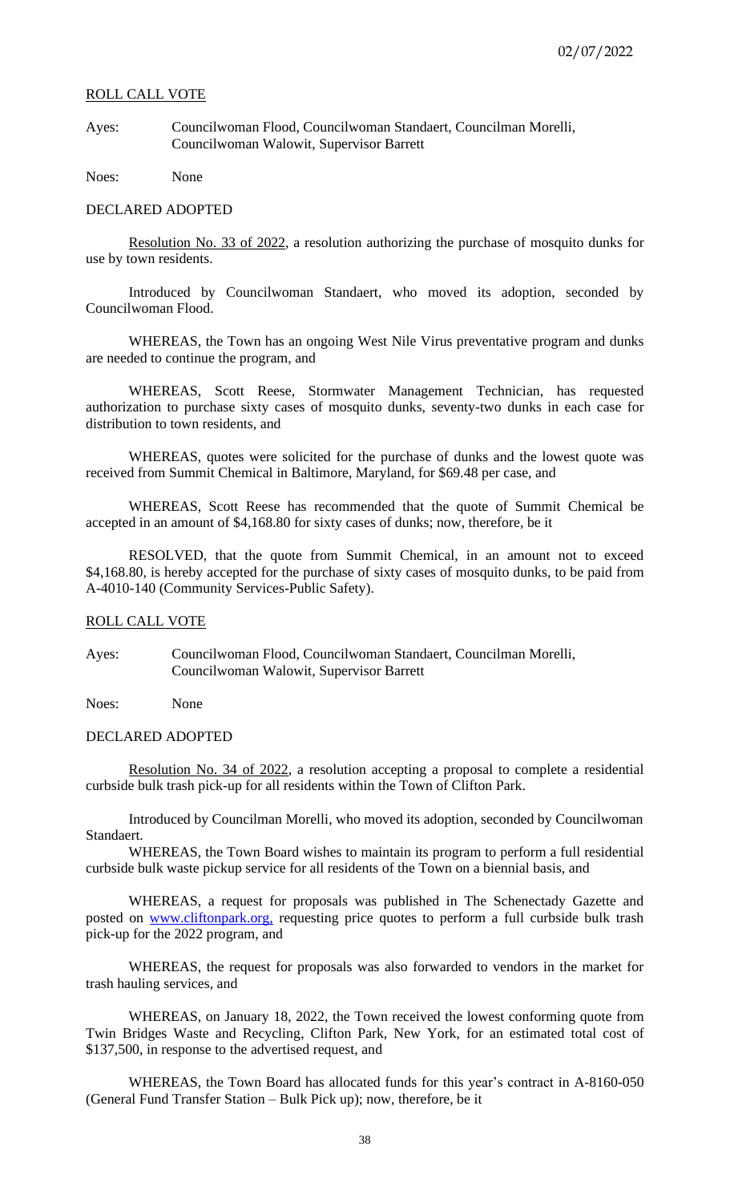ROLL CALL VOTE

Ayes: Councilwoman Flood, Councilwoman Standaert, Councilman Morelli, Councilwoman Walowit, Supervisor Barrett

Noes: None

DECLARED ADOPTED

Resolution No. 33 of 2022, a resolution authorizing the purchase of mosquito dunks for use by town residents.

Introduced by Councilwoman Standaert, who moved its adoption, seconded by Councilwoman Flood.

WHEREAS, the Town has an ongoing West Nile Virus preventative program and dunks are needed to continue the program, and

WHEREAS, Scott Reese, Stormwater Management Technician, has requested authorization to purchase sixty cases of mosquito dunks, seventy-two dunks in each case for distribution to town residents, and

WHEREAS, quotes were solicited for the purchase of dunks and the lowest quote was received from Summit Chemical in Baltimore, Maryland, for $69.48 per case, and

WHEREAS, Scott Reese has recommended that the quote of Summit Chemical be accepted in an amount of $4,168.80 for sixty cases of dunks; now, therefore, be it

RESOLVED, that the quote from Summit Chemical, in an amount not to exceed $4,168.80, is hereby accepted for the purchase of sixty cases of mosquito dunks, to be paid from A-4010-140 (Community Services-Public Safety).

ROLL CALL VOTE

Ayes: Councilwoman Flood, Councilwoman Standaert, Councilman Morelli, Councilwoman Walowit, Supervisor Barrett

Noes: None

DECLARED ADOPTED

Resolution No. 34 of 2022, a resolution accepting a proposal to complete a residential curbside bulk trash pick-up for all residents within the Town of Clifton Park.

Introduced by Councilman Morelli, who moved its adoption, seconded by Councilwoman Standaert.

WHEREAS, the Town Board wishes to maintain its program to perform a full residential curbside bulk waste pickup service for all residents of the Town on a biennial basis, and

WHEREAS, a request for proposals was published in The Schenectady Gazette and posted on www.cliftonpark.org, requesting price quotes to perform a full curbside bulk trash pick-up for the 2022 program, and

WHEREAS, the request for proposals was also forwarded to vendors in the market for trash hauling services, and

WHEREAS, on January 18, 2022, the Town received the lowest conforming quote from Twin Bridges Waste and Recycling, Clifton Park, New York, for an estimated total cost of $137,500, in response to the advertised request, and

WHEREAS, the Town Board has allocated funds for this year's contract in A-8160-050 (General Fund Transfer Station – Bulk Pick up); now, therefore, be it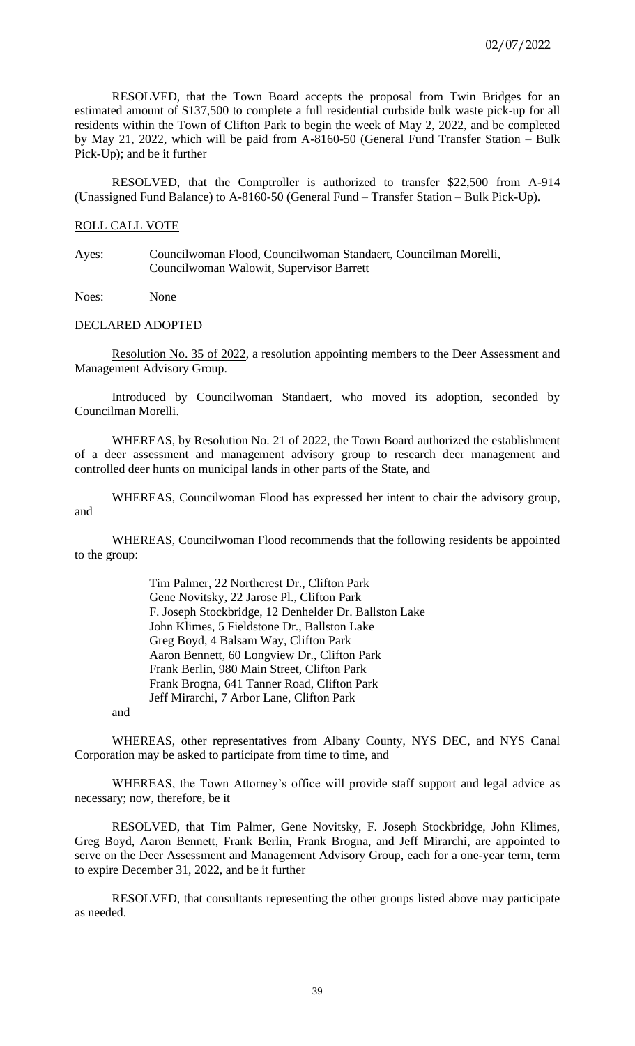RESOLVED, that the Town Board accepts the proposal from Twin Bridges for an estimated amount of $137,500 to complete a full residential curbside bulk waste pick-up for all residents within the Town of Clifton Park to begin the week of May 2, 2022, and be completed by May 21, 2022, which will be paid from A-8160-50 (General Fund Transfer Station – Bulk Pick-Up); and be it further

RESOLVED, that the Comptroller is authorized to transfer $22,500 from A-914 (Unassigned Fund Balance) to A-8160-50 (General Fund – Transfer Station – Bulk Pick-Up).

ROLL CALL VOTE

Ayes: Councilwoman Flood, Councilwoman Standaert, Councilman Morelli, Councilwoman Walowit, Supervisor Barrett

Noes: None

DECLARED ADOPTED

Resolution No. 35 of 2022, a resolution appointing members to the Deer Assessment and Management Advisory Group.

Introduced by Councilwoman Standaert, who moved its adoption, seconded by Councilman Morelli.

WHEREAS, by Resolution No. 21 of 2022, the Town Board authorized the establishment of a deer assessment and management advisory group to research deer management and controlled deer hunts on municipal lands in other parts of the State, and

WHEREAS, Councilwoman Flood has expressed her intent to chair the advisory group, and

WHEREAS, Councilwoman Flood recommends that the following residents be appointed to the group:

Tim Palmer, 22 Northcrest Dr., Clifton Park
Gene Novitsky, 22 Jarose Pl., Clifton Park
F. Joseph Stockbridge, 12 Denhelder Dr. Ballston Lake
John Klimes, 5 Fieldstone Dr., Ballston Lake
Greg Boyd, 4 Balsam Way, Clifton Park
Aaron Bennett, 60 Longview Dr., Clifton Park
Frank Berlin, 980 Main Street, Clifton Park
Frank Brogna, 641 Tanner Road, Clifton Park
Jeff Mirarchi, 7 Arbor Lane, Clifton Park

and

WHEREAS, other representatives from Albany County, NYS DEC, and NYS Canal Corporation may be asked to participate from time to time, and

WHEREAS, the Town Attorney's office will provide staff support and legal advice as necessary; now, therefore, be it

RESOLVED, that Tim Palmer, Gene Novitsky, F. Joseph Stockbridge, John Klimes, Greg Boyd, Aaron Bennett, Frank Berlin, Frank Brogna, and Jeff Mirarchi, are appointed to serve on the Deer Assessment and Management Advisory Group, each for a one-year term, term to expire December 31, 2022, and be it further

RESOLVED, that consultants representing the other groups listed above may participate as needed.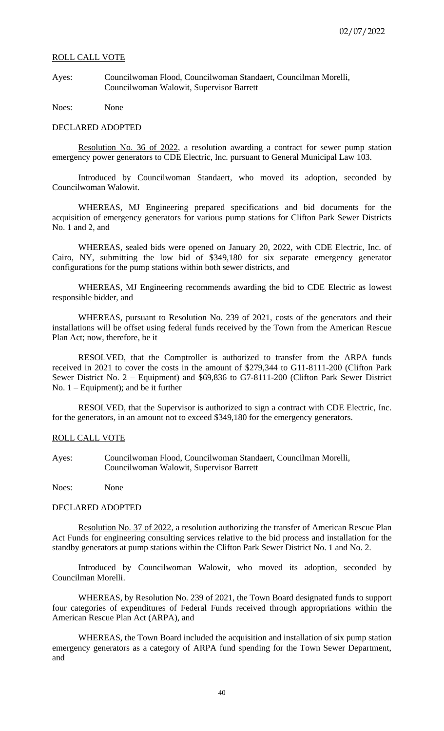ROLL CALL VOTE

Ayes: Councilwoman Flood, Councilwoman Standaert, Councilman Morelli, Councilwoman Walowit, Supervisor Barrett

Noes: None

DECLARED ADOPTED

Resolution No. 36 of 2022, a resolution awarding a contract for sewer pump station emergency power generators to CDE Electric, Inc. pursuant to General Municipal Law 103.

Introduced by Councilwoman Standaert, who moved its adoption, seconded by Councilwoman Walowit.

WHEREAS, MJ Engineering prepared specifications and bid documents for the acquisition of emergency generators for various pump stations for Clifton Park Sewer Districts No. 1 and 2, and

WHEREAS, sealed bids were opened on January 20, 2022, with CDE Electric, Inc. of Cairo, NY, submitting the low bid of $349,180 for six separate emergency generator configurations for the pump stations within both sewer districts, and

WHEREAS, MJ Engineering recommends awarding the bid to CDE Electric as lowest responsible bidder, and

WHEREAS, pursuant to Resolution No. 239 of 2021, costs of the generators and their installations will be offset using federal funds received by the Town from the American Rescue Plan Act; now, therefore, be it

RESOLVED, that the Comptroller is authorized to transfer from the ARPA funds received in 2021 to cover the costs in the amount of $279,344 to G11-8111-200 (Clifton Park Sewer District No. 2 – Equipment) and $69,836 to G7-8111-200 (Clifton Park Sewer District No. 1 – Equipment); and be it further

RESOLVED, that the Supervisor is authorized to sign a contract with CDE Electric, Inc. for the generators, in an amount not to exceed $349,180 for the emergency generators.

ROLL CALL VOTE

Ayes: Councilwoman Flood, Councilwoman Standaert, Councilman Morelli, Councilwoman Walowit, Supervisor Barrett

Noes: None

DECLARED ADOPTED

Resolution No. 37 of 2022, a resolution authorizing the transfer of American Rescue Plan Act Funds for engineering consulting services relative to the bid process and installation for the standby generators at pump stations within the Clifton Park Sewer District No. 1 and No. 2.

Introduced by Councilwoman Walowit, who moved its adoption, seconded by Councilman Morelli.

WHEREAS, by Resolution No. 239 of 2021, the Town Board designated funds to support four categories of expenditures of Federal Funds received through appropriations within the American Rescue Plan Act (ARPA), and

WHEREAS, the Town Board included the acquisition and installation of six pump station emergency generators as a category of ARPA fund spending for the Town Sewer Department, and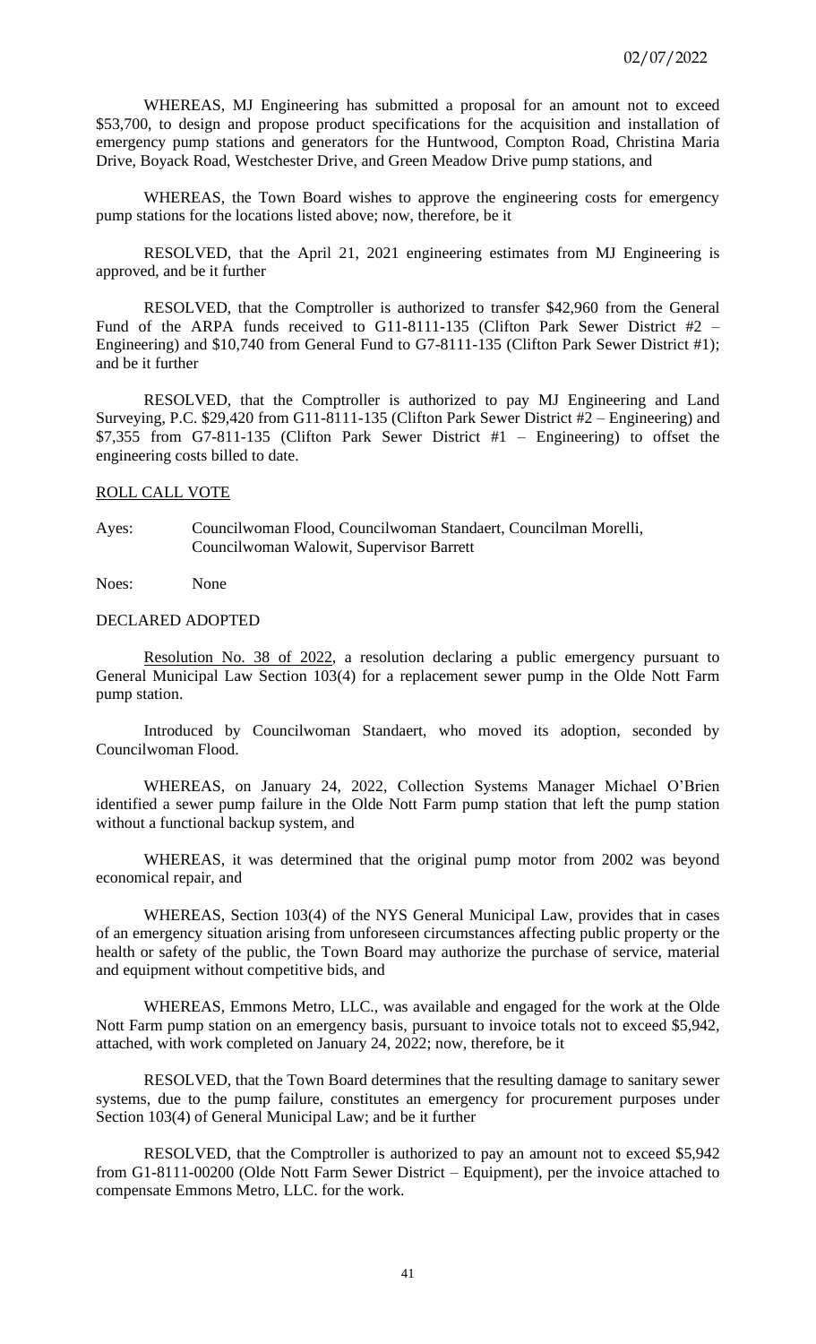WHEREAS, MJ Engineering has submitted a proposal for an amount not to exceed $53,700, to design and propose product specifications for the acquisition and installation of emergency pump stations and generators for the Huntwood, Compton Road, Christina Maria Drive, Boyack Road, Westchester Drive, and Green Meadow Drive pump stations, and

WHEREAS, the Town Board wishes to approve the engineering costs for emergency pump stations for the locations listed above; now, therefore, be it

RESOLVED, that the April 21, 2021 engineering estimates from MJ Engineering is approved, and be it further

RESOLVED, that the Comptroller is authorized to transfer $42,960 from the General Fund of the ARPA funds received to G11-8111-135 (Clifton Park Sewer District #2 – Engineering) and $10,740 from General Fund to G7-8111-135 (Clifton Park Sewer District #1); and be it further

RESOLVED, that the Comptroller is authorized to pay MJ Engineering and Land Surveying, P.C. $29,420 from G11-8111-135 (Clifton Park Sewer District #2 – Engineering) and $7,355 from G7-811-135 (Clifton Park Sewer District #1 – Engineering) to offset the engineering costs billed to date.

ROLL CALL VOTE

Ayes: Councilwoman Flood, Councilwoman Standaert, Councilman Morelli, Councilwoman Walowit, Supervisor Barrett

Noes: None

DECLARED ADOPTED

Resolution No. 38 of 2022, a resolution declaring a public emergency pursuant to General Municipal Law Section 103(4) for a replacement sewer pump in the Olde Nott Farm pump station.

Introduced by Councilwoman Standaert, who moved its adoption, seconded by Councilwoman Flood.

WHEREAS, on January 24, 2022, Collection Systems Manager Michael O'Brien identified a sewer pump failure in the Olde Nott Farm pump station that left the pump station without a functional backup system, and

WHEREAS, it was determined that the original pump motor from 2002 was beyond economical repair, and

WHEREAS, Section 103(4) of the NYS General Municipal Law, provides that in cases of an emergency situation arising from unforeseen circumstances affecting public property or the health or safety of the public, the Town Board may authorize the purchase of service, material and equipment without competitive bids, and

WHEREAS, Emmons Metro, LLC., was available and engaged for the work at the Olde Nott Farm pump station on an emergency basis, pursuant to invoice totals not to exceed $5,942, attached, with work completed on January 24, 2022; now, therefore, be it

RESOLVED, that the Town Board determines that the resulting damage to sanitary sewer systems, due to the pump failure, constitutes an emergency for procurement purposes under Section 103(4) of General Municipal Law; and be it further

RESOLVED, that the Comptroller is authorized to pay an amount not to exceed $5,942 from G1-8111-00200 (Olde Nott Farm Sewer District – Equipment), per the invoice attached to compensate Emmons Metro, LLC. for the work.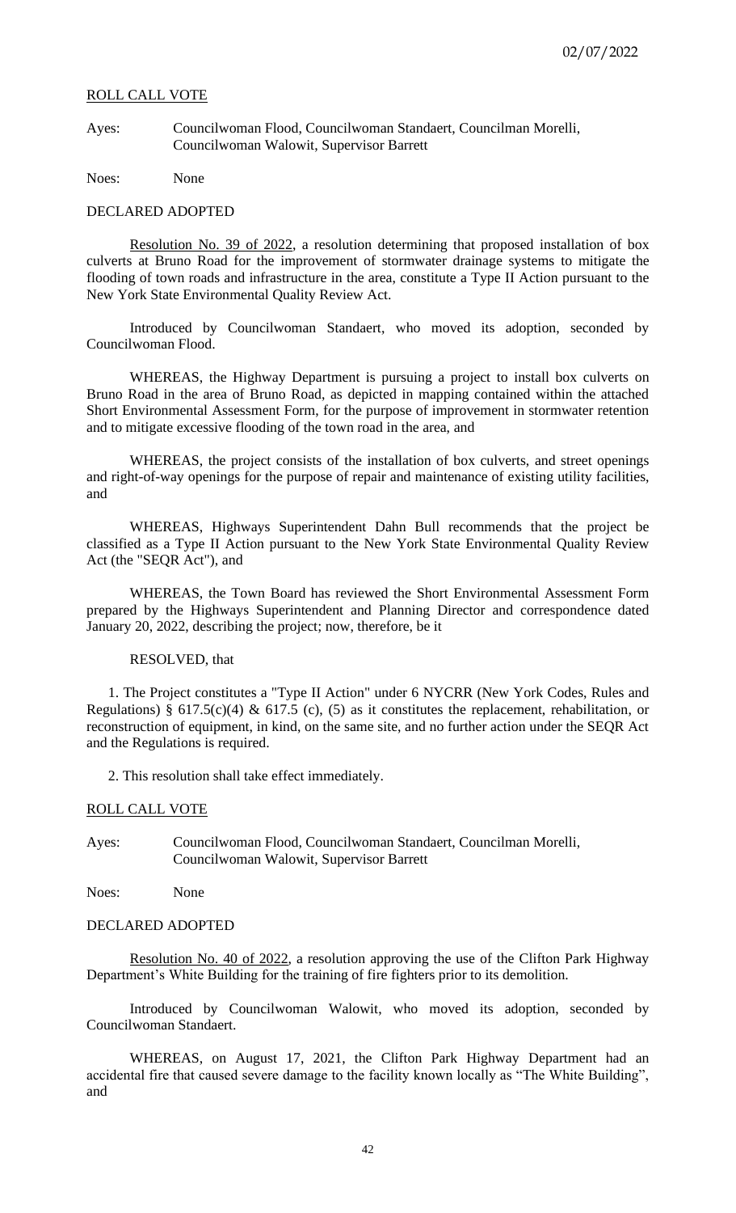ROLL CALL VOTE

Ayes: Councilwoman Flood, Councilwoman Standaert, Councilman Morelli, Councilwoman Walowit, Supervisor Barrett

Noes: None

DECLARED ADOPTED

Resolution No. 39 of 2022, a resolution determining that proposed installation of box culverts at Bruno Road for the improvement of stormwater drainage systems to mitigate the flooding of town roads and infrastructure in the area, constitute a Type II Action pursuant to the New York State Environmental Quality Review Act.

Introduced by Councilwoman Standaert, who moved its adoption, seconded by Councilwoman Flood.

WHEREAS, the Highway Department is pursuing a project to install box culverts on Bruno Road in the area of Bruno Road, as depicted in mapping contained within the attached Short Environmental Assessment Form, for the purpose of improvement in stormwater retention and to mitigate excessive flooding of the town road in the area, and

WHEREAS, the project consists of the installation of box culverts, and street openings and right-of-way openings for the purpose of repair and maintenance of existing utility facilities, and

WHEREAS, Highways Superintendent Dahn Bull recommends that the project be classified as a Type II Action pursuant to the New York State Environmental Quality Review Act (the "SEQR Act"), and

WHEREAS, the Town Board has reviewed the Short Environmental Assessment Form prepared by the Highways Superintendent and Planning Director and correspondence dated January 20, 2022, describing the project; now, therefore, be it

RESOLVED, that

1. The Project constitutes a "Type II Action" under 6 NYCRR (New York Codes, Rules and Regulations) § 617.5(c)(4) & 617.5 (c), (5) as it constitutes the replacement, rehabilitation, or reconstruction of equipment, in kind, on the same site, and no further action under the SEQR Act and the Regulations is required.

2. This resolution shall take effect immediately.

ROLL CALL VOTE

Ayes: Councilwoman Flood, Councilwoman Standaert, Councilman Morelli, Councilwoman Walowit, Supervisor Barrett

Noes: None

DECLARED ADOPTED

Resolution No. 40 of 2022, a resolution approving the use of the Clifton Park Highway Department's White Building for the training of fire fighters prior to its demolition.

Introduced by Councilwoman Walowit, who moved its adoption, seconded by Councilwoman Standaert.

WHEREAS, on August 17, 2021, the Clifton Park Highway Department had an accidental fire that caused severe damage to the facility known locally as "The White Building", and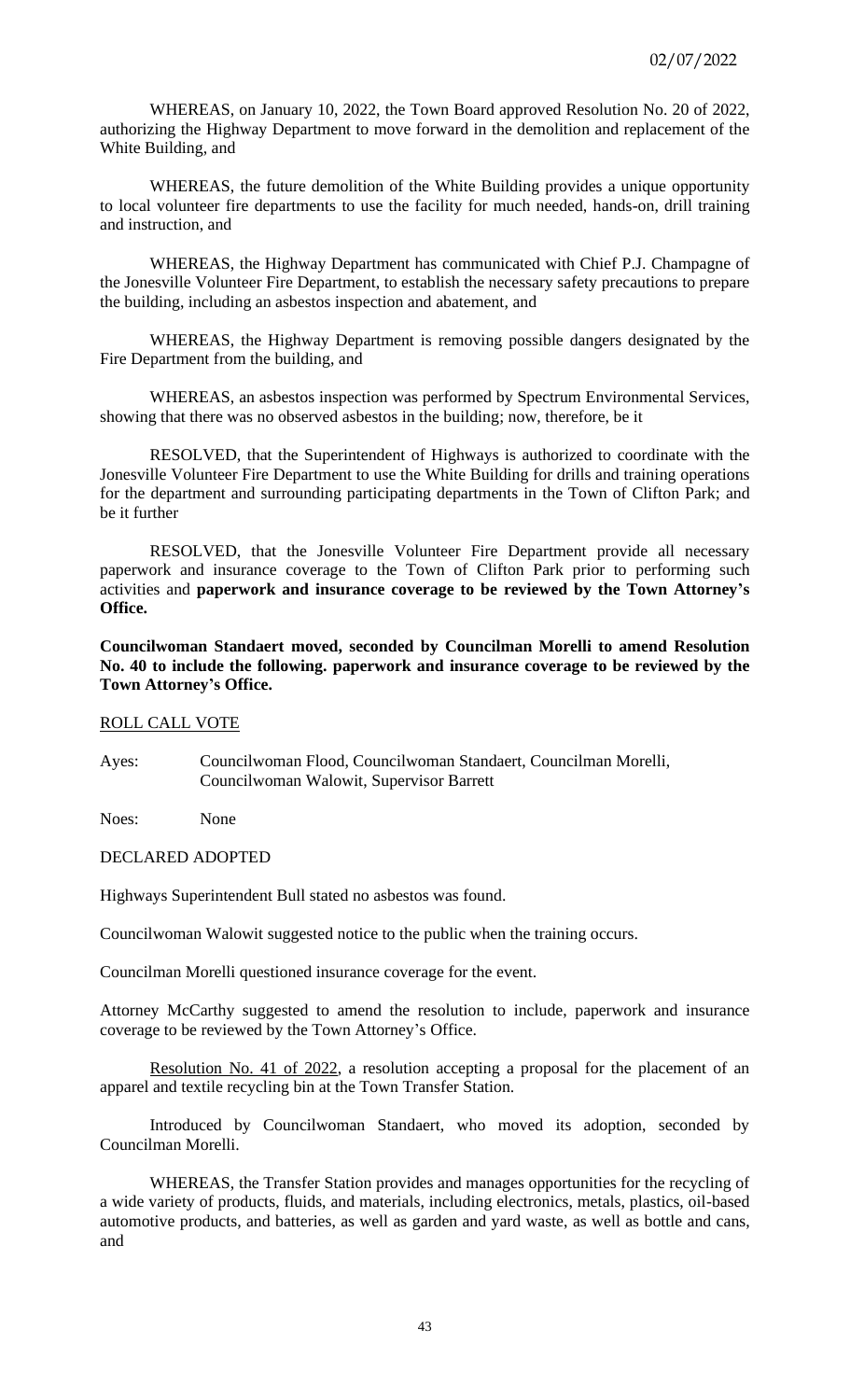WHEREAS, on January 10, 2022, the Town Board approved Resolution No. 20 of 2022, authorizing the Highway Department to move forward in the demolition and replacement of the White Building, and

WHEREAS, the future demolition of the White Building provides a unique opportunity to local volunteer fire departments to use the facility for much needed, hands-on, drill training and instruction, and

WHEREAS, the Highway Department has communicated with Chief P.J. Champagne of the Jonesville Volunteer Fire Department, to establish the necessary safety precautions to prepare the building, including an asbestos inspection and abatement, and

WHEREAS, the Highway Department is removing possible dangers designated by the Fire Department from the building, and

WHEREAS, an asbestos inspection was performed by Spectrum Environmental Services, showing that there was no observed asbestos in the building; now, therefore, be it

RESOLVED, that the Superintendent of Highways is authorized to coordinate with the Jonesville Volunteer Fire Department to use the White Building for drills and training operations for the department and surrounding participating departments in the Town of Clifton Park; and be it further

RESOLVED, that the Jonesville Volunteer Fire Department provide all necessary paperwork and insurance coverage to the Town of Clifton Park prior to performing such activities and **paperwork and insurance coverage to be reviewed by the Town Attorney's Office.**

**Councilwoman Standaert moved, seconded by Councilman Morelli to amend Resolution No. 40 to include the following. paperwork and insurance coverage to be reviewed by the Town Attorney's Office.**

ROLL CALL VOTE

Ayes: Councilwoman Flood, Councilwoman Standaert, Councilman Morelli, Councilwoman Walowit, Supervisor Barrett

Noes: None

DECLARED ADOPTED

Highways Superintendent Bull stated no asbestos was found.

Councilwoman Walowit suggested notice to the public when the training occurs.

Councilman Morelli questioned insurance coverage for the event.

Attorney McCarthy suggested to amend the resolution to include, paperwork and insurance coverage to be reviewed by the Town Attorney's Office.

Resolution No. 41 of 2022, a resolution accepting a proposal for the placement of an apparel and textile recycling bin at the Town Transfer Station.

Introduced by Councilwoman Standaert, who moved its adoption, seconded by Councilman Morelli.

WHEREAS, the Transfer Station provides and manages opportunities for the recycling of a wide variety of products, fluids, and materials, including electronics, metals, plastics, oil-based automotive products, and batteries, as well as garden and yard waste, as well as bottle and cans, and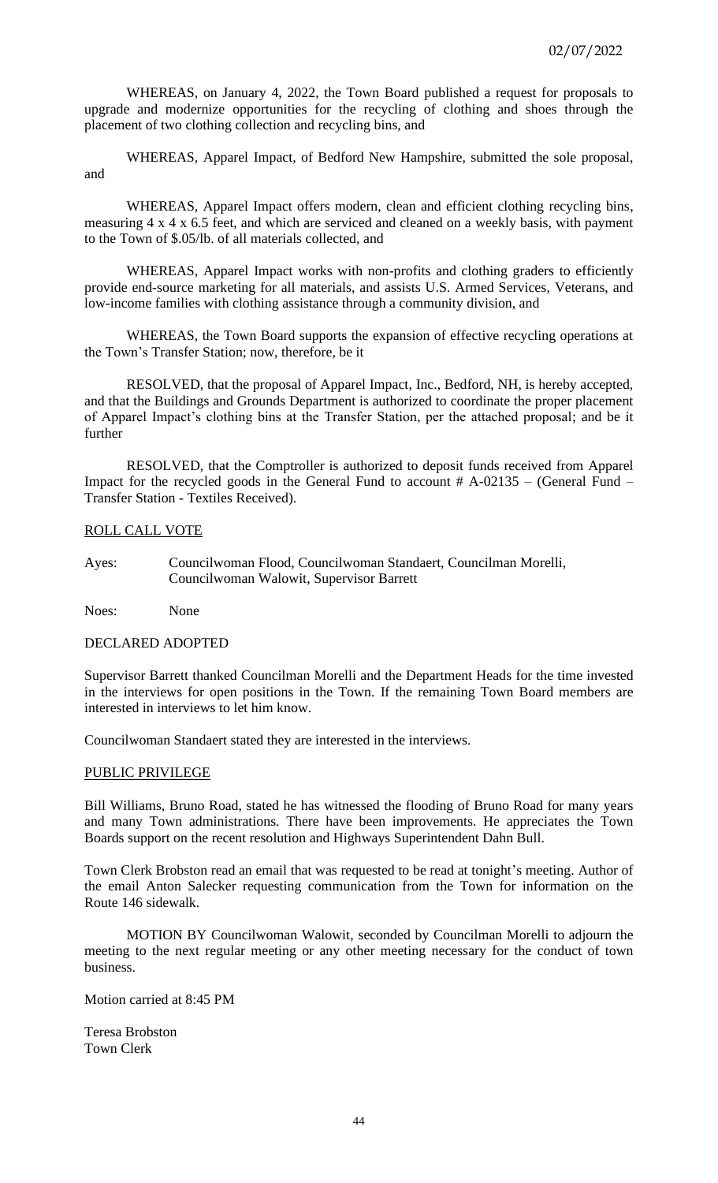WHEREAS, on January 4, 2022, the Town Board published a request for proposals to upgrade and modernize opportunities for the recycling of clothing and shoes through the placement of two clothing collection and recycling bins, and

WHEREAS, Apparel Impact, of Bedford New Hampshire, submitted the sole proposal, and

WHEREAS, Apparel Impact offers modern, clean and efficient clothing recycling bins, measuring 4 x 4 x 6.5 feet, and which are serviced and cleaned on a weekly basis, with payment to the Town of $.05/lb. of all materials collected, and

WHEREAS, Apparel Impact works with non-profits and clothing graders to efficiently provide end-source marketing for all materials, and assists U.S. Armed Services, Veterans, and low-income families with clothing assistance through a community division, and

WHEREAS, the Town Board supports the expansion of effective recycling operations at the Town's Transfer Station; now, therefore, be it

RESOLVED, that the proposal of Apparel Impact, Inc., Bedford, NH, is hereby accepted, and that the Buildings and Grounds Department is authorized to coordinate the proper placement of Apparel Impact's clothing bins at the Transfer Station, per the attached proposal; and be it further

RESOLVED, that the Comptroller is authorized to deposit funds received from Apparel Impact for the recycled goods in the General Fund to account # A-02135 – (General Fund – Transfer Station - Textiles Received).

ROLL CALL VOTE

Ayes: Councilwoman Flood, Councilwoman Standaert, Councilman Morelli, Councilwoman Walowit, Supervisor Barrett

Noes: None

DECLARED ADOPTED

Supervisor Barrett thanked Councilman Morelli and the Department Heads for the time invested in the interviews for open positions in the Town. If the remaining Town Board members are interested in interviews to let him know.

Councilwoman Standaert stated they are interested in the interviews.

PUBLIC PRIVILEGE

Bill Williams, Bruno Road, stated he has witnessed the flooding of Bruno Road for many years and many Town administrations. There have been improvements. He appreciates the Town Boards support on the recent resolution and Highways Superintendent Dahn Bull.

Town Clerk Brobston read an email that was requested to be read at tonight's meeting. Author of the email Anton Salecker requesting communication from the Town for information on the Route 146 sidewalk.

MOTION BY Councilwoman Walowit, seconded by Councilman Morelli to adjourn the meeting to the next regular meeting or any other meeting necessary for the conduct of town business.

Motion carried at 8:45 PM

Teresa Brobston
Town Clerk